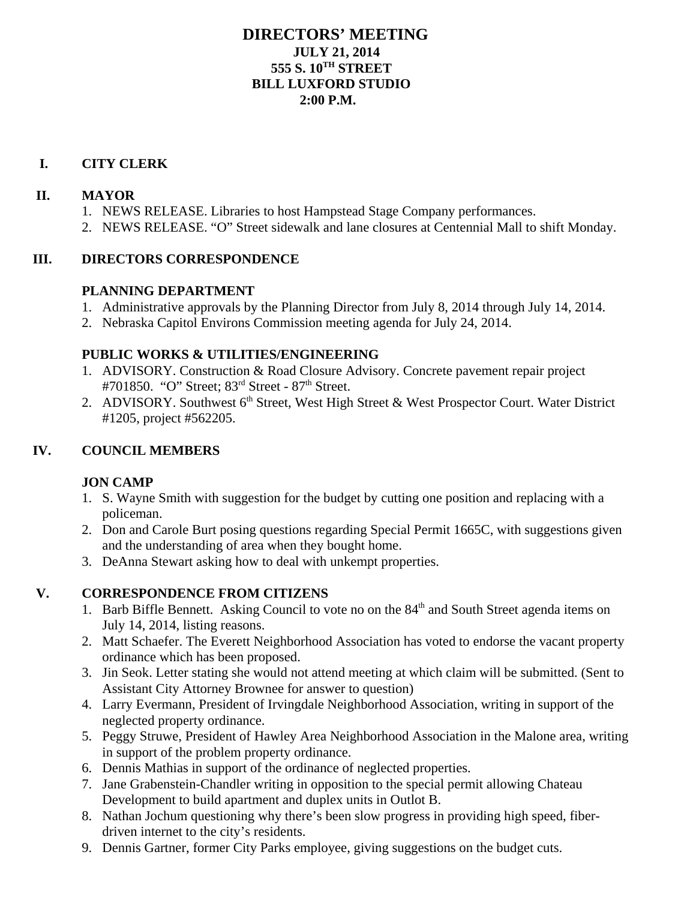# DIRECTORS' MEETING
## JULY 21, 2014
## 555 S. 10TH STREET
## BILL LUXFORD STUDIO
## 2:00 P.M.

## I. CITY CLERK

## II. MAYOR

1. NEWS RELEASE. Libraries to host Hampstead Stage Company performances.
2. NEWS RELEASE. "O" Street sidewalk and lane closures at Centennial Mall to shift Monday.

## III. DIRECTORS CORRESPONDENCE

### PLANNING DEPARTMENT

1. Administrative approvals by the Planning Director from July 8, 2014 through July 14, 2014.
2. Nebraska Capitol Environs Commission meeting agenda for July 24, 2014.

### PUBLIC WORKS & UTILITIES/ENGINEERING

1. ADVISORY. Construction & Road Closure Advisory. Concrete pavement repair project #701850. "O" Street; 83rd Street - 87th Street.
2. ADVISORY. Southwest 6th Street, West High Street & West Prospector Court. Water District #1205, project #562205.

## IV. COUNCIL MEMBERS

### JON CAMP

1. S. Wayne Smith with suggestion for the budget by cutting one position and replacing with a policeman.
2. Don and Carole Burt posing questions regarding Special Permit 1665C, with suggestions given and the understanding of area when they bought home.
3. DeAnna Stewart asking how to deal with unkempt properties.

## V. CORRESPONDENCE FROM CITIZENS

1. Barb Biffle Bennett. Asking Council to vote no on the 84th and South Street agenda items on July 14, 2014, listing reasons.
2. Matt Schaefer. The Everett Neighborhood Association has voted to endorse the vacant property ordinance which has been proposed.
3. Jin Seok. Letter stating she would not attend meeting at which claim will be submitted. (Sent to Assistant City Attorney Brownee for answer to question)
4. Larry Evermann, President of Irvingdale Neighborhood Association, writing in support of the neglected property ordinance.
5. Peggy Struwe, President of Hawley Area Neighborhood Association in the Malone area, writing in support of the problem property ordinance.
6. Dennis Mathias in support of the ordinance of neglected properties.
7. Jane Grabenstein-Chandler writing in opposition to the special permit allowing Chateau Development to build apartment and duplex units in Outlot B.
8. Nathan Jochum questioning why there's been slow progress in providing high speed, fiber-driven internet to the city's residents.
9. Dennis Gartner, former City Parks employee, giving suggestions on the budget cuts.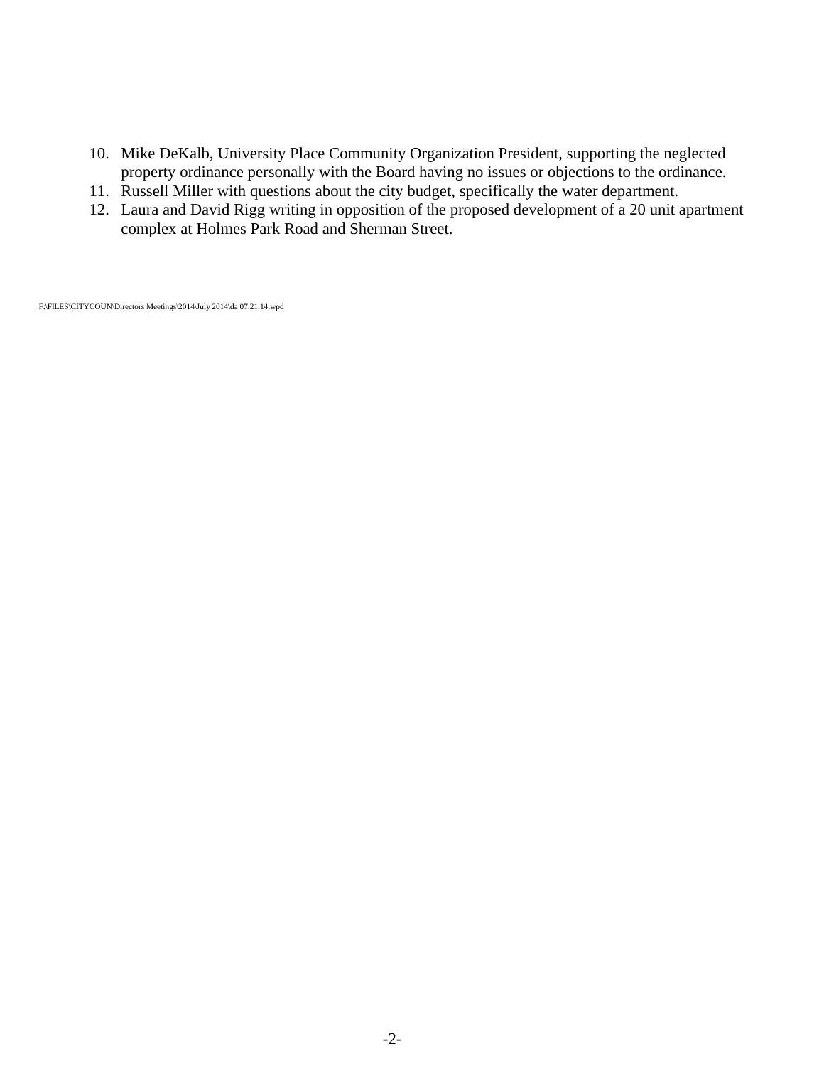10. Mike DeKalb, University Place Community Organization President, supporting the neglected property ordinance personally with the Board having no issues or objections to the ordinance.
11. Russell Miller with questions about the city budget, specifically the water department.
12. Laura and David Rigg writing in opposition of the proposed development of a 20 unit apartment complex at Holmes Park Road and Sherman Street.

F:\FILES\CITYCOUN\Directors Meetings\2014\July 2014\da 07.21.14.wpd